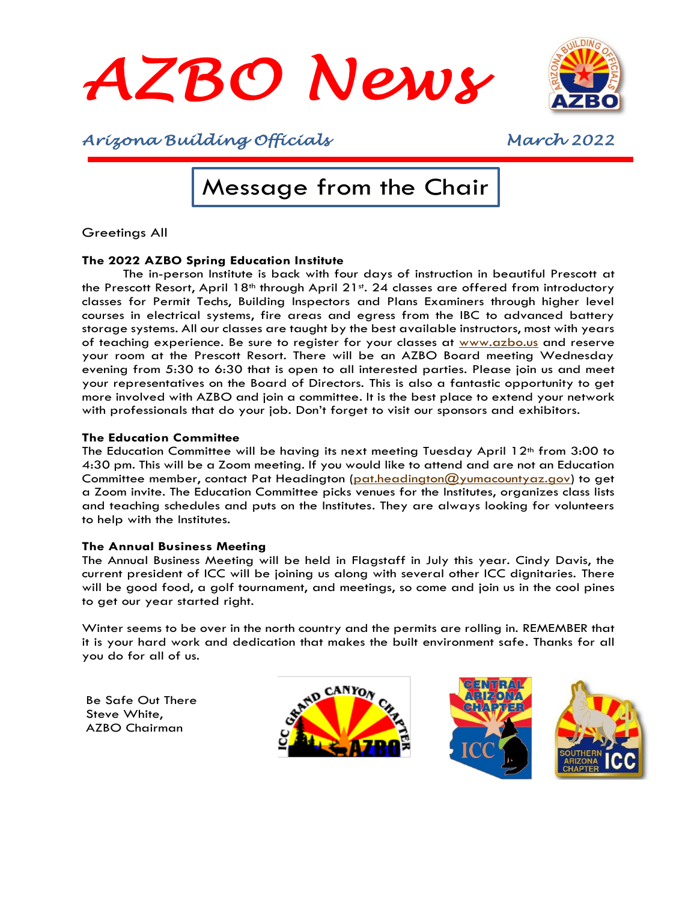# AZBO News

*Arizona Building Officials* *March 2022*

## Message from the Chair

Greetings All

**The 2022 AZBO Spring Education Institute**

The in-person Institute is back with four days of instruction in beautiful Prescott at the Prescott Resort, April 18th through April 21st. 24 classes are offered from introductory classes for Permit Techs, Building Inspectors and Plans Examiners through higher level courses in electrical systems, fire areas and egress from the IBC to advanced battery storage systems. All our classes are taught by the best available instructors, most with years of teaching experience. Be sure to register for your classes at www.azbo.us and reserve your room at the Prescott Resort. There will be an AZBO Board meeting Wednesday evening from 5:30 to 6:30 that is open to all interested parties. Please join us and meet your representatives on the Board of Directors. This is also a fantastic opportunity to get more involved with AZBO and join a committee. It is the best place to extend your network with professionals that do your job. Don't forget to visit our sponsors and exhibitors.

**The Education Committee**

The Education Committee will be having its next meeting Tuesday April 12th from 3:00 to 4:30 pm. This will be a Zoom meeting. If you would like to attend and are not an Education Committee member, contact Pat Headington (pat.headington@yumacountyaz.gov) to get a Zoom invite. The Education Committee picks venues for the Institutes, organizes class lists and teaching schedules and puts on the Institutes. They are always looking for volunteers to help with the Institutes.

**The Annual Business Meeting**

The Annual Business Meeting will be held in Flagstaff in July this year. Cindy Davis, the current president of ICC will be joining us along with several other ICC dignitaries. There will be good food, a golf tournament, and meetings, so come and join us in the cool pines to get our year started right.

Winter seems to be over in the north country and the permits are rolling in. REMEMBER that it is your hard work and dedication that makes the built environment safe. Thanks for all you do for all of us.

Be Safe Out There
Steve White,
AZBO Chairman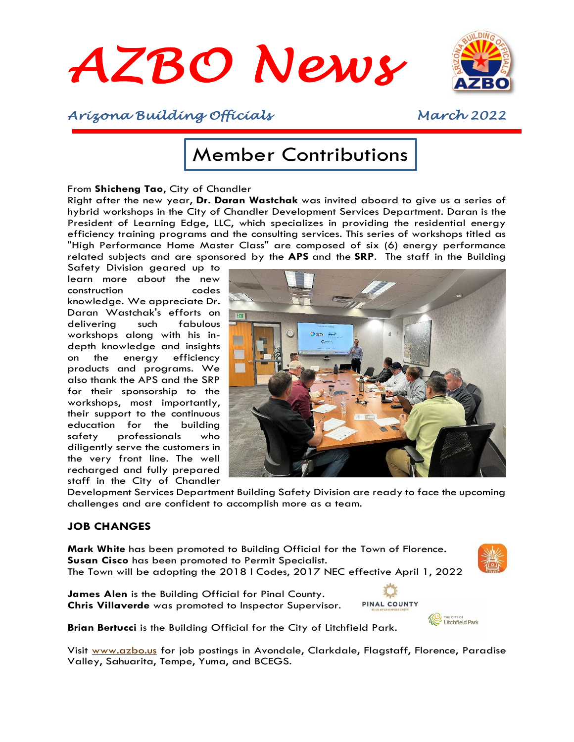# AZBO News

*Arizona Building Officials* *March 2022*

## Member Contributions

From **Shicheng Tao,** City of Chandler

Right after the new year, **Dr. Daran Wastchak** was invited aboard to give us a series of hybrid workshops in the City of Chandler Development Services Department. Daran is the President of Learning Edge, LLC, which specializes in providing the residential energy efficiency training programs and the consulting services. This series of workshops titled as "High Performance Home Master Class" are composed of six (6) energy performance related subjects and are sponsored by the **APS** and the **SRP**. The staff in the Building Safety Division geared up to learn more about the new construction codes knowledge. We appreciate Dr. Daran Wastchak's efforts on delivering such fabulous workshops along with his in-depth knowledge and insights on the energy efficiency products and programs. We also thank the APS and the SRP for their sponsorship to the workshops, most importantly, their support to the continuous education for the building safety professionals who diligently serve the customers in the very front line. The well recharged and fully prepared staff in the City of Chandler Development Services Department Building Safety Division are ready to face the upcoming challenges and are confident to accomplish more as a team.

### JOB CHANGES

**Mark White** has been promoted to Building Official for the Town of Florence.
**Susan Cisco** has been promoted to Permit Specialist.
The Town will be adopting the 2018 I Codes, 2017 NEC effective April 1, 2022

**James Alen** is the Building Official for Pinal County.
**Chris Villaverde** was promoted to Inspector Supervisor.

**Brian Bertucci** is the Building Official for the City of Litchfield Park.

Visit [www.azbo.us](http://www.azbo.us) for job postings in Avondale, Clarkdale, Flagstaff, Florence, Paradise Valley, Sahuarita, Tempe, Yuma, and BCEGS.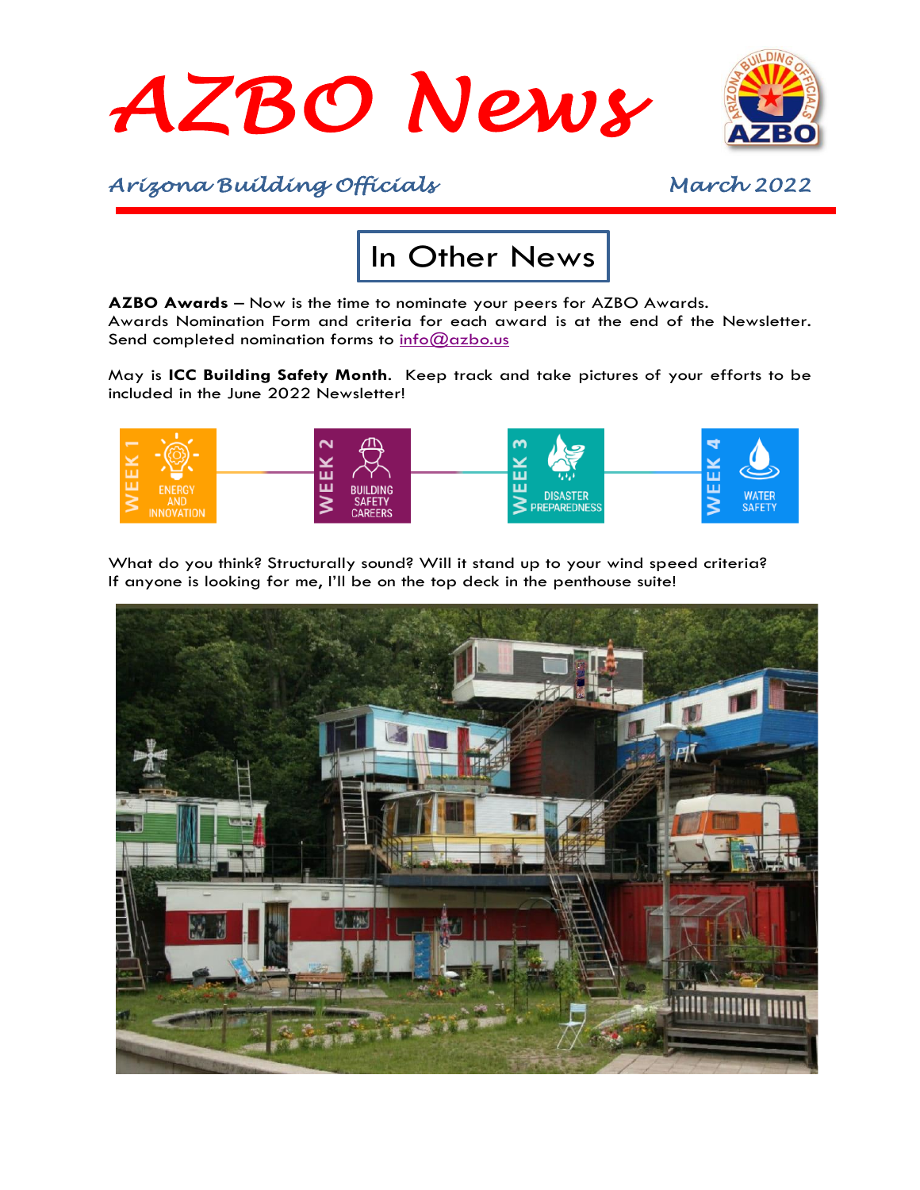# AZBO News

*Arizona Building Officials* *March 2022*

## In Other News

**AZBO Awards** – Now is the time to nominate your peers for AZBO Awards. Awards Nomination Form and criteria for each award is at the end of the Newsletter. Send completed nomination forms to info@azbo.us

May is **ICC Building Safety Month**. Keep track and take pictures of your efforts to be included in the June 2022 Newsletter!

WEEK 1 – ENERGY AND INNOVATION
WEEK 2 – BUILDING SAFETY CAREERS
WEEK 3 – DISASTER PREPAREDNESS
WEEK 4 – WATER SAFETY

What do you think? Structurally sound? Will it stand up to your wind speed criteria? If anyone is looking for me, I'll be on the top deck in the penthouse suite!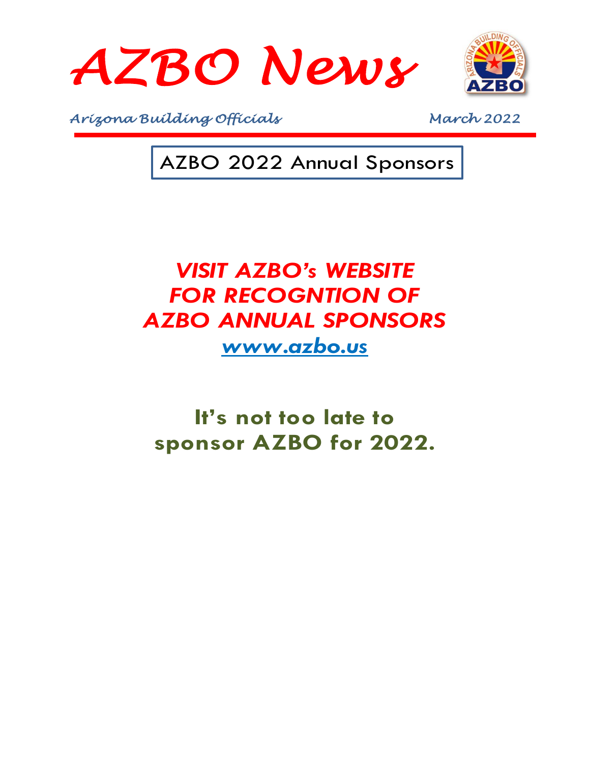# AZBO News

*Arizona Building Officials* *March 2022*

## AZBO 2022 Annual Sponsors

***VISIT AZBO's WEBSITE FOR RECOGNTION OF AZBO ANNUAL SPONSORS***

***[www.azbo.us](http://www.azbo.us)***

**It's not too late to sponsor AZBO for 2022.**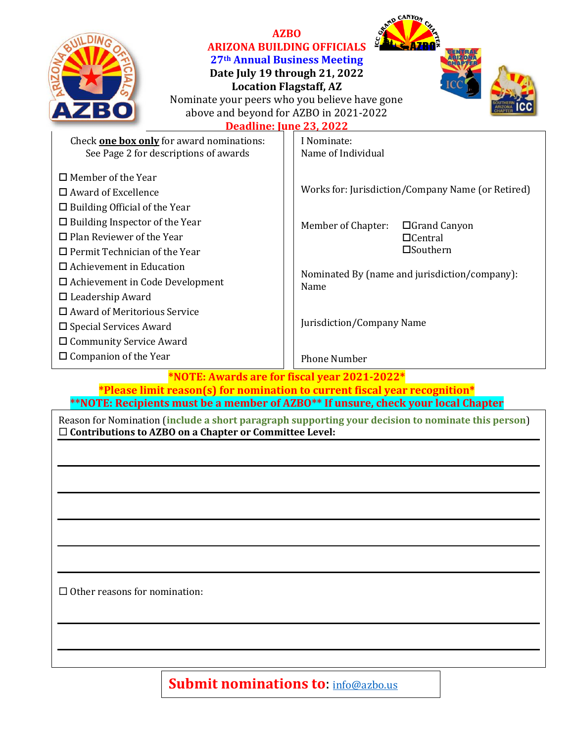# AZBO

## ARIZONA BUILDING OFFICIALS

### 27th Annual Business Meeting

**Date July 19 through 21, 2022**

**Location Flagstaff, AZ**

Nominate your peers who you believe have gone above and beyond for AZBO in 2021-2022

**Deadline: June 23, 2022**

Check **one box only** for award nominations:
See Page 2 for descriptions of awards

- ☐ Member of the Year
- ☐ Award of Excellence
- ☐ Building Official of the Year
- ☐ Building Inspector of the Year
- ☐ Plan Reviewer of the Year
- ☐ Permit Technician of the Year
- ☐ Achievement in Education
- ☐ Achievement in Code Development
- ☐ Leadership Award
- ☐ Award of Meritorious Service
- ☐ Special Services Award
- ☐ Community Service Award
- ☐ Companion of the Year

I Nominate:
Name of Individual

Works for: Jurisdiction/Company Name (or Retired)

Member of Chapter: ☐Grand Canyon ☐Central ☐Southern

Nominated By (name and jurisdiction/company):
Name

Jurisdiction/Company Name

Phone Number

**\*NOTE: Awards are for fiscal year 2021-2022\***

**\*Please limit reason(s) for nomination to current fiscal year recognition\***

**\*\*NOTE: Recipients must be a member of AZBO\*\* If unsure, check your local Chapter**

Reason for Nomination (**include a short paragraph supporting your decision to nominate this person**)

☐ **Contributions to AZBO on a Chapter or Committee Level:**

______________________________________________

______________________________________________

______________________________________________

______________________________________________

______________________________________________

☐ Other reasons for nomination:

______________________________________________

______________________________________________

**Submit nominations to:** info@azbo.us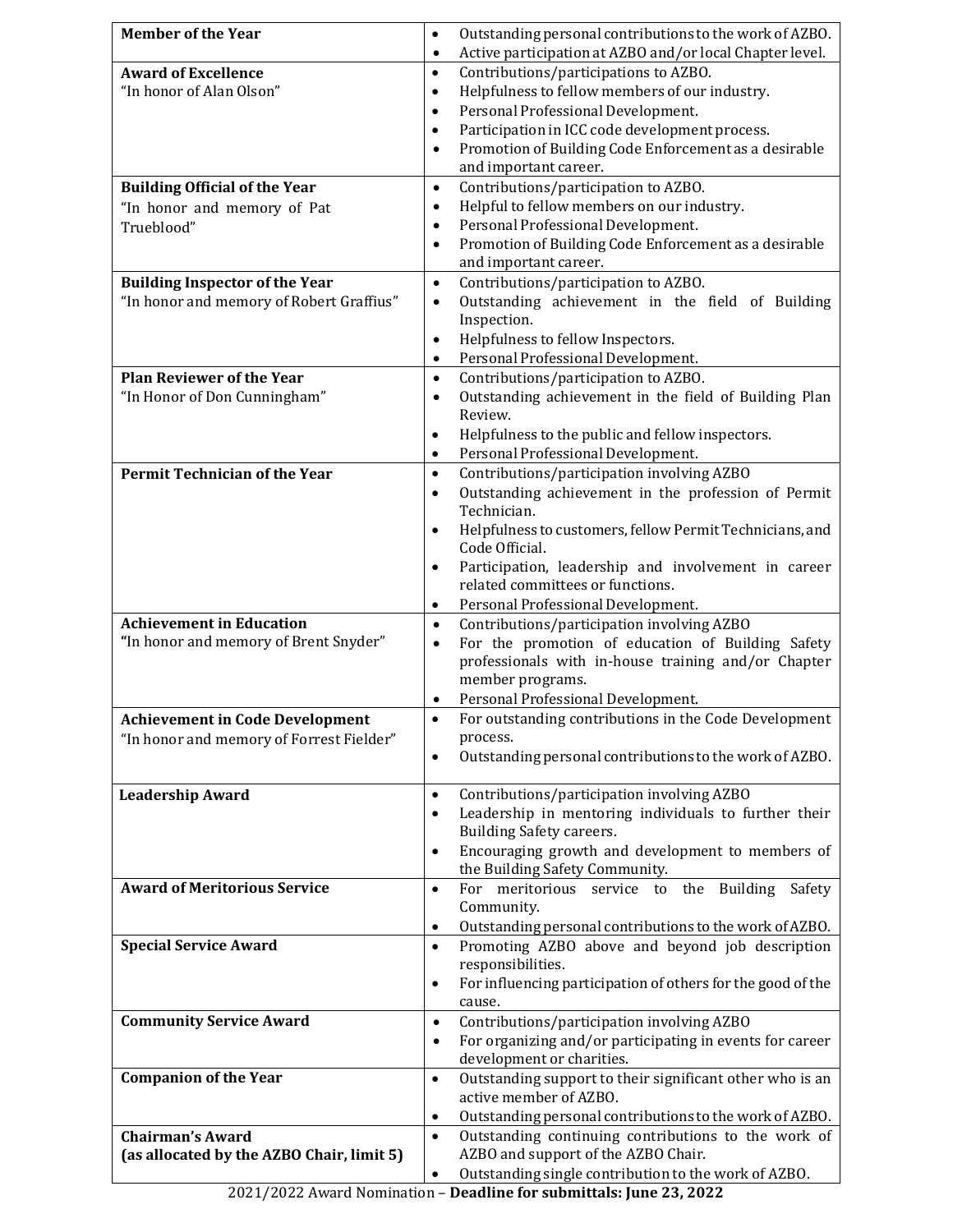| | |
|---|---|
| **Member of the Year** | • Outstanding personal contributions to the work of AZBO.<br>• Active participation at AZBO and/or local Chapter level. |
| **Award of Excellence**<br>"In honor of Alan Olson" | • Contributions/participations to AZBO.<br>• Helpfulness to fellow members of our industry.<br>• Personal Professional Development.<br>• Participation in ICC code development process.<br>• Promotion of Building Code Enforcement as a desirable and important career. |
| **Building Official of the Year**<br>"In honor and memory of Pat Trueblood" | • Contributions/participation to AZBO.<br>• Helpful to fellow members on our industry.<br>• Personal Professional Development.<br>• Promotion of Building Code Enforcement as a desirable and important career. |
| **Building Inspector of the Year**<br>"In honor and memory of Robert Graffius" | • Contributions/participation to AZBO.<br>• Outstanding achievement in the field of Building Inspection.<br>• Helpfulness to fellow Inspectors.<br>• Personal Professional Development. |
| **Plan Reviewer of the Year**<br>"In Honor of Don Cunningham" | • Contributions/participation to AZBO.<br>• Outstanding achievement in the field of Building Plan Review.<br>• Helpfulness to the public and fellow inspectors.<br>• Personal Professional Development. |
| **Permit Technician of the Year** | • Contributions/participation involving AZBO<br>• Outstanding achievement in the profession of Permit Technician.<br>• Helpfulness to customers, fellow Permit Technicians, and Code Official.<br>• Participation, leadership and involvement in career related committees or functions.<br>• Personal Professional Development. |
| **Achievement in Education**<br>**"**In honor and memory of Brent Snyder" | • Contributions/participation involving AZBO<br>• For the promotion of education of Building Safety professionals with in-house training and/or Chapter member programs.<br>• Personal Professional Development. |
| **Achievement in Code Development**<br>"In honor and memory of Forrest Fielder" | • For outstanding contributions in the Code Development process.<br>• Outstanding personal contributions to the work of AZBO. |
| **Leadership Award** | • Contributions/participation involving AZBO<br>• Leadership in mentoring individuals to further their Building Safety careers.<br>• Encouraging growth and development to members of the Building Safety Community. |
| **Award of Meritorious Service** | • For meritorious service to the Building Safety Community.<br>• Outstanding personal contributions to the work of AZBO. |
| **Special Service Award** | • Promoting AZBO above and beyond job description responsibilities.<br>• For influencing participation of others for the good of the cause. |
| **Community Service Award** | • Contributions/participation involving AZBO<br>• For organizing and/or participating in events for career development or charities. |
| **Companion of the Year** | • Outstanding support to their significant other who is an active member of AZBO.<br>• Outstanding personal contributions to the work of AZBO. |
| **Chairman's Award**<br>**(as allocated by the AZBO Chair, limit 5)** | • Outstanding continuing contributions to the work of AZBO and support of the AZBO Chair.<br>• Outstanding single contribution to the work of AZBO. |

2021/2022 Award Nomination – **Deadline for submittals: June 23, 2022**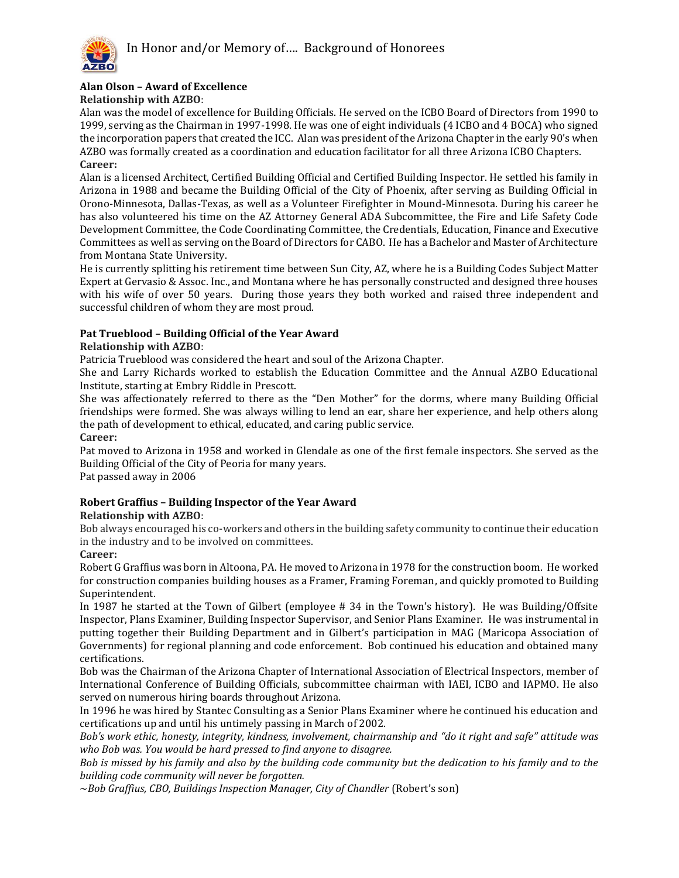# In Honor and/or Memory of…. Background of Honorees

## Alan Olson – Award of Excellence

**Relationship with AZBO**:

Alan was the model of excellence for Building Officials. He served on the ICBO Board of Directors from 1990 to 1999, serving as the Chairman in 1997-1998. He was one of eight individuals (4 ICBO and 4 BOCA) who signed the incorporation papers that created the ICC. Alan was president of the Arizona Chapter in the early 90's when AZBO was formally created as a coordination and education facilitator for all three Arizona ICBO Chapters.

**Career:**

Alan is a licensed Architect, Certified Building Official and Certified Building Inspector. He settled his family in Arizona in 1988 and became the Building Official of the City of Phoenix, after serving as Building Official in Orono-Minnesota, Dallas-Texas, as well as a Volunteer Firefighter in Mound-Minnesota. During his career he has also volunteered his time on the AZ Attorney General ADA Subcommittee, the Fire and Life Safety Code Development Committee, the Code Coordinating Committee, the Credentials, Education, Finance and Executive Committees as well as serving on the Board of Directors for CABO. He has a Bachelor and Master of Architecture from Montana State University.

He is currently splitting his retirement time between Sun City, AZ, where he is a Building Codes Subject Matter Expert at Gervasio & Assoc. Inc., and Montana where he has personally constructed and designed three houses with his wife of over 50 years. During those years they both worked and raised three independent and successful children of whom they are most proud.

## Pat Trueblood – Building Official of the Year Award

**Relationship with AZBO**:

Patricia Trueblood was considered the heart and soul of the Arizona Chapter.

She and Larry Richards worked to establish the Education Committee and the Annual AZBO Educational Institute, starting at Embry Riddle in Prescott.

She was affectionately referred to there as the "Den Mother" for the dorms, where many Building Official friendships were formed. She was always willing to lend an ear, share her experience, and help others along the path of development to ethical, educated, and caring public service.

**Career:**

Pat moved to Arizona in 1958 and worked in Glendale as one of the first female inspectors. She served as the Building Official of the City of Peoria for many years.

Pat passed away in 2006

## Robert Graffius – Building Inspector of the Year Award

**Relationship with AZBO**:

Bob always encouraged his co-workers and others in the building safety community to continue their education in the industry and to be involved on committees.

**Career:**

Robert G Graffius was born in Altoona, PA. He moved to Arizona in 1978 for the construction boom. He worked for construction companies building houses as a Framer, Framing Foreman, and quickly promoted to Building Superintendent.

In 1987 he started at the Town of Gilbert (employee # 34 in the Town's history). He was Building/Offsite Inspector, Plans Examiner, Building Inspector Supervisor, and Senior Plans Examiner. He was instrumental in putting together their Building Department and in Gilbert's participation in MAG (Maricopa Association of Governments) for regional planning and code enforcement. Bob continued his education and obtained many certifications.

Bob was the Chairman of the Arizona Chapter of International Association of Electrical Inspectors, member of International Conference of Building Officials, subcommittee chairman with IAEI, ICBO and IAPMO. He also served on numerous hiring boards throughout Arizona.

In 1996 he was hired by Stantec Consulting as a Senior Plans Examiner where he continued his education and certifications up and until his untimely passing in March of 2002.

*Bob's work ethic, honesty, integrity, kindness, involvement, chairmanship and "do it right and safe" attitude was who Bob was. You would be hard pressed to find anyone to disagree.*

*Bob is missed by his family and also by the building code community but the dedication to his family and to the building code community will never be forgotten.*

*~Bob Graffius, CBO, Buildings Inspection Manager, City of Chandler* (Robert's son)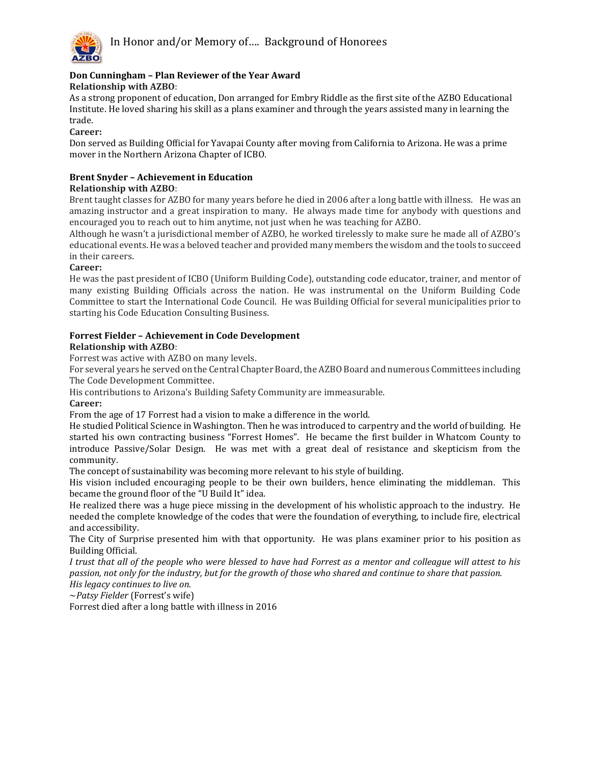# In Honor and/or Memory of…. Background of Honorees

**Don Cunningham – Plan Reviewer of the Year Award**

**Relationship with AZBO**:

As a strong proponent of education, Don arranged for Embry Riddle as the first site of the AZBO Educational Institute. He loved sharing his skill as a plans examiner and through the years assisted many in learning the trade.

**Career:**

Don served as Building Official for Yavapai County after moving from California to Arizona. He was a prime mover in the Northern Arizona Chapter of ICBO.

**Brent Snyder – Achievement in Education**

**Relationship with AZBO**:

Brent taught classes for AZBO for many years before he died in 2006 after a long battle with illness. He was an amazing instructor and a great inspiration to many. He always made time for anybody with questions and encouraged you to reach out to him anytime, not just when he was teaching for AZBO.

Although he wasn't a jurisdictional member of AZBO, he worked tirelessly to make sure he made all of AZBO's educational events. He was a beloved teacher and provided many members the wisdom and the tools to succeed in their careers.

**Career:**

He was the past president of ICBO (Uniform Building Code), outstanding code educator, trainer, and mentor of many existing Building Officials across the nation. He was instrumental on the Uniform Building Code Committee to start the International Code Council. He was Building Official for several municipalities prior to starting his Code Education Consulting Business.

**Forrest Fielder – Achievement in Code Development**

**Relationship with AZBO**:

Forrest was active with AZBO on many levels.

For several years he served on the Central Chapter Board, the AZBO Board and numerous Committees including The Code Development Committee.

His contributions to Arizona's Building Safety Community are immeasurable.

**Career:**

From the age of 17 Forrest had a vision to make a difference in the world.

He studied Political Science in Washington. Then he was introduced to carpentry and the world of building. He started his own contracting business "Forrest Homes". He became the first builder in Whatcom County to introduce Passive/Solar Design. He was met with a great deal of resistance and skepticism from the community.

The concept of sustainability was becoming more relevant to his style of building.

His vision included encouraging people to be their own builders, hence eliminating the middleman. This became the ground floor of the "U Build It" idea.

He realized there was a huge piece missing in the development of his wholistic approach to the industry. He needed the complete knowledge of the codes that were the foundation of everything, to include fire, electrical and accessibility.

The City of Surprise presented him with that opportunity. He was plans examiner prior to his position as Building Official.

*I trust that all of the people who were blessed to have had Forrest as a mentor and colleague will attest to his passion, not only for the industry, but for the growth of those who shared and continue to share that passion. His legacy continues to live on.*

~*Patsy Fielder* (Forrest's wife)

Forrest died after a long battle with illness in 2016